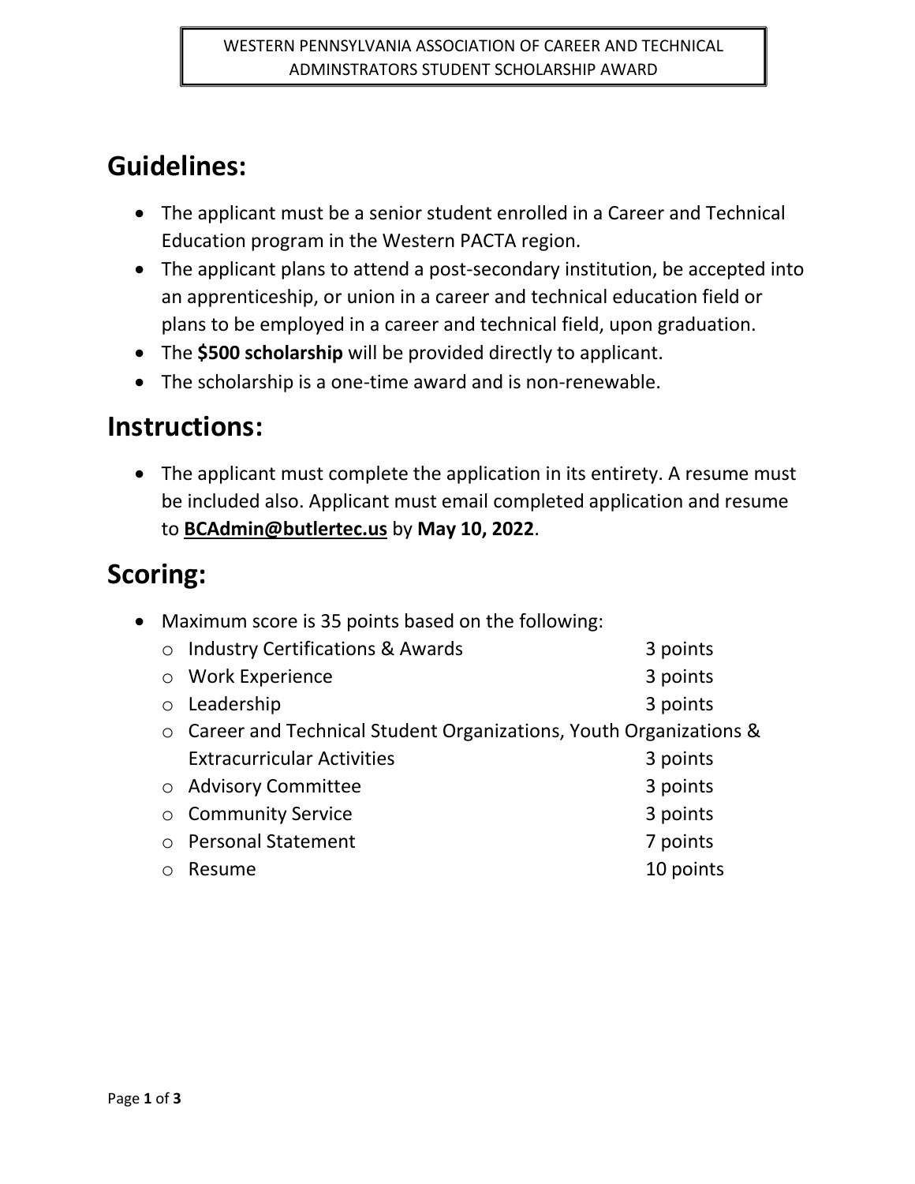WESTERN PENNSYLVANIA ASSOCIATION OF CAREER AND TECHNICAL ADMINSTRATORS STUDENT SCHOLARSHIP AWARD

# Guidelines:

- The applicant must be a senior student enrolled in a Career and Technical Education program in the Western PACTA region.
- The applicant plans to attend a post-secondary institution, be accepted into an apprenticeship, or union in a career and technical education field or plans to be employed in a career and technical field, upon graduation.
- The **$500 scholarship** will be provided directly to applicant.
- The scholarship is a one-time award and is non-renewable.

# Instructions:

- The applicant must complete the application in its entirety. A resume must be included also. Applicant must email completed application and resume to **BCAdmin@butlertec.us** by **May 10, 2022**.

# Scoring:

- Maximum score is 35 points based on the following:
  - Industry Certifications & Awards — 3 points
  - Work Experience — 3 points
  - Leadership — 3 points
  - Career and Technical Student Organizations, Youth Organizations & Extracurricular Activities — 3 points
  - Advisory Committee — 3 points
  - Community Service — 3 points
  - Personal Statement — 7 points
  - Resume — 10 points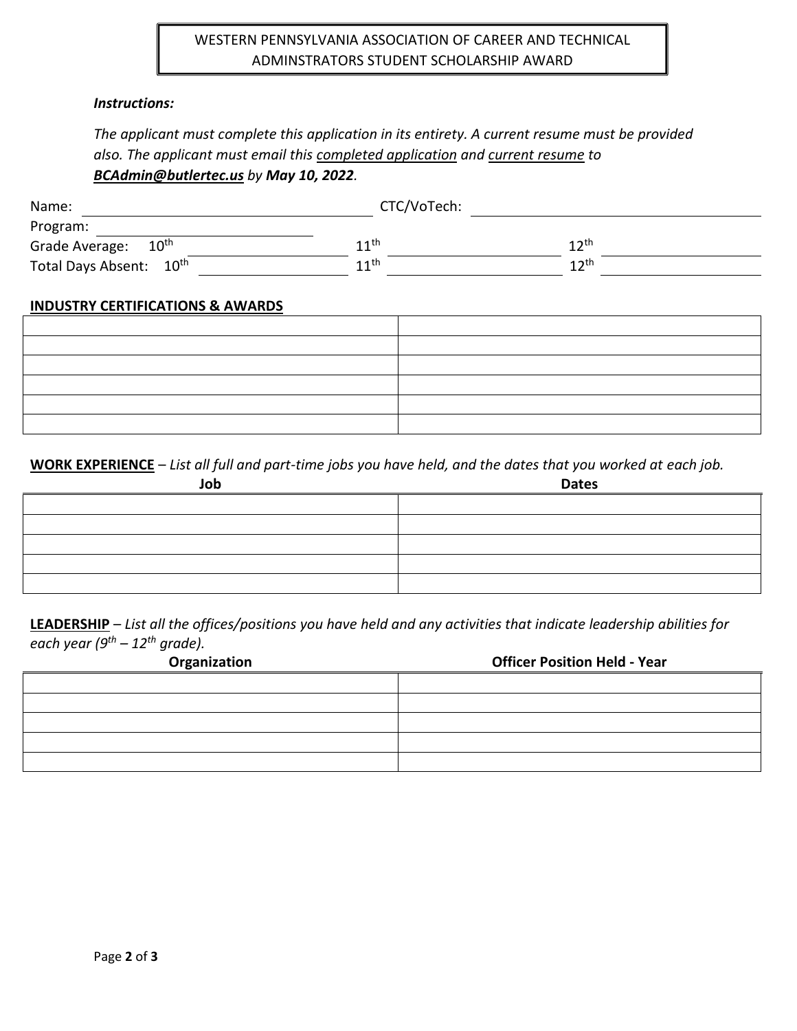# WESTERN PENNSYLVANIA ASSOCIATION OF CAREER AND TECHNICAL ADMINSTRATORS STUDENT SCHOLARSHIP AWARD

***Instructions:***

*The applicant must complete this application in its entirety. A current resume must be provided also. The applicant must email this completed application and current resume to* ***BCAdmin@butlertec.us*** *by* ***May 10, 2022****.*

Name: ______________________ CTC/VoTech: ______________________

Program: ______________________

Grade Average: $10^{th}$ __________ $11^{th}$ __________ $12^{th}$ __________

Total Days Absent: $10^{th}$ __________ $11^{th}$ __________ $12^{th}$ __________

**INDUSTRY CERTIFICATIONS & AWARDS**

| | |
|---|---|
| | |
| | |
| | |
| | |
| | |
| | |

**WORK EXPERIENCE** – *List all full and part-time jobs you have held, and the dates that you worked at each job.*

| Job | Dates |
|---|---|
| | |
| | |
| | |
| | |
| | |

**LEADERSHIP** – *List all the offices/positions you have held and any activities that indicate leadership abilities for each year ($9^{th}$ – $12^{th}$ grade).*

| Organization | Officer Position Held - Year |
|---|---|
| | |
| | |
| | |
| | |
| | |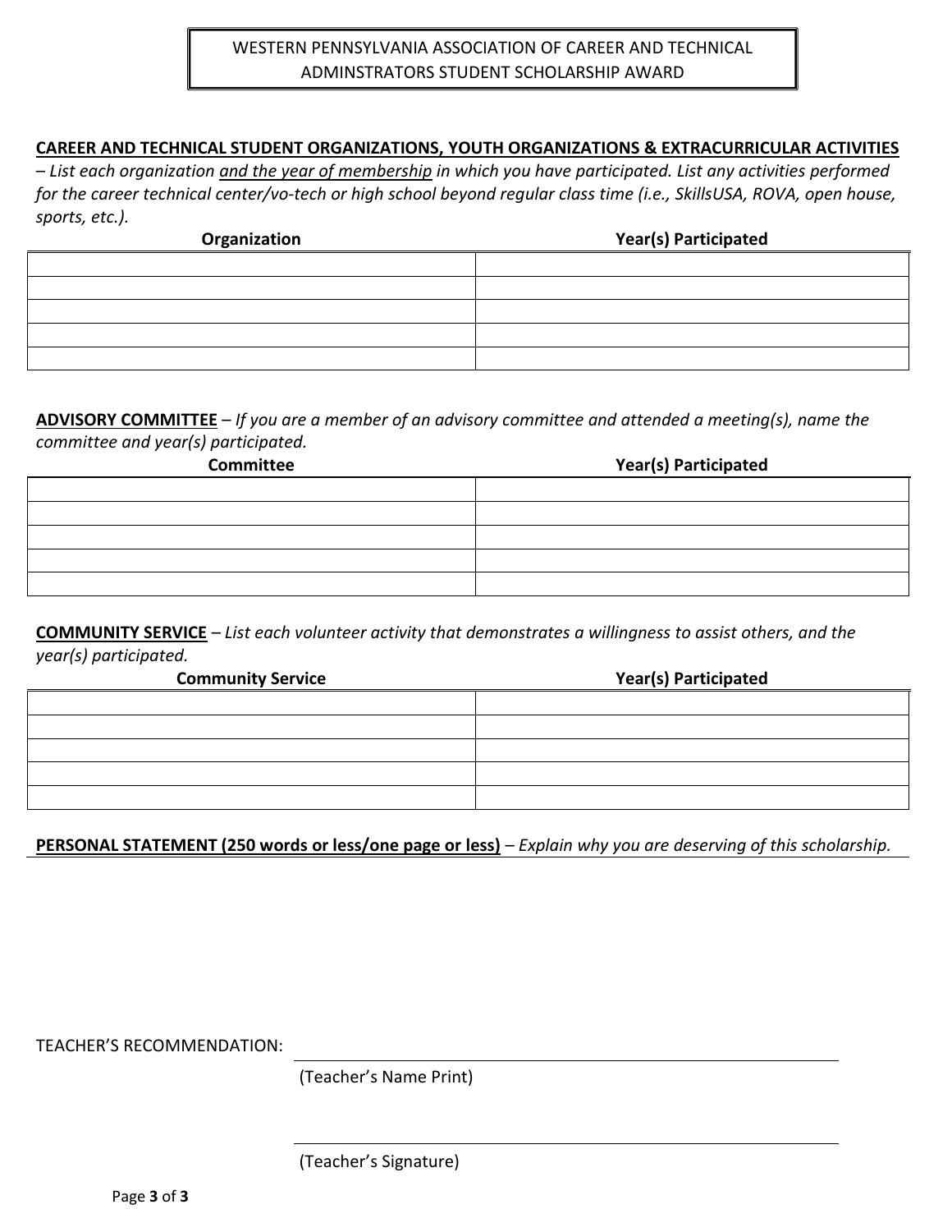WESTERN PENNSYLVANIA ASSOCIATION OF CAREER AND TECHNICAL ADMINSTRATORS STUDENT SCHOLARSHIP AWARD

**CAREER AND TECHNICAL STUDENT ORGANIZATIONS, YOUTH ORGANIZATIONS & EXTRACURRICULAR ACTIVITIES** – *List each organization and the year of membership in which you have participated. List any activities performed for the career technical center/vo-tech or high school beyond regular class time (i.e., SkillsUSA, ROVA, open house, sports, etc.).*

| Organization | Year(s) Participated |
|---|---|
| | |
| | |
| | |
| | |
| | |

**ADVISORY COMMITTEE** – *If you are a member of an advisory committee and attended a meeting(s), name the committee and year(s) participated.*

| Committee | Year(s) Participated |
|---|---|
| | |
| | |
| | |
| | |
| | |

**COMMUNITY SERVICE** – *List each volunteer activity that demonstrates a willingness to assist others, and the year(s) participated.*

| Community Service | Year(s) Participated |
|---|---|
| | |
| | |
| | |
| | |
| | |

**PERSONAL STATEMENT (250 words or less/one page or less)** – *Explain why you are deserving of this scholarship.*

TEACHER'S RECOMMENDATION: ______________________________

(Teacher's Name Print)

______________________________

(Teacher's Signature)